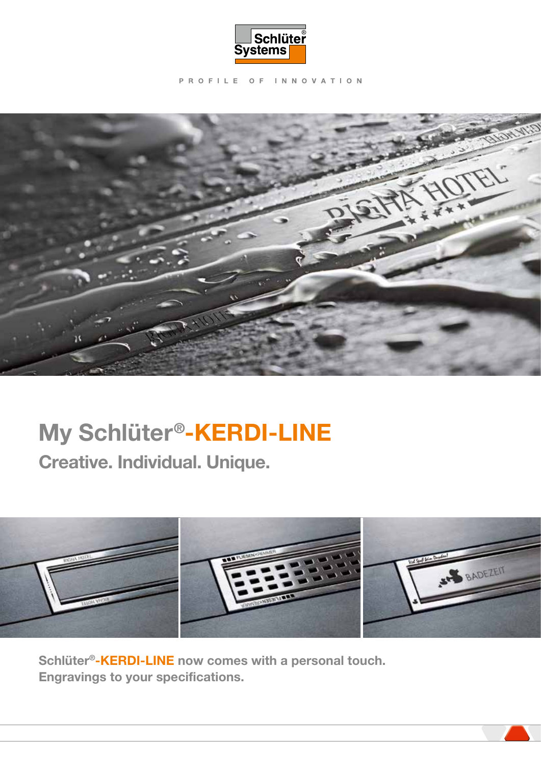Schlüter® Systems

PROFILE OF INNOVATION

# My Schlüter®-KERDI-LINE

## Creative. Individual. Unique.

**Schlüter®-KERDI-LINE now comes with a personal touch.**
**Engravings to your specifications.**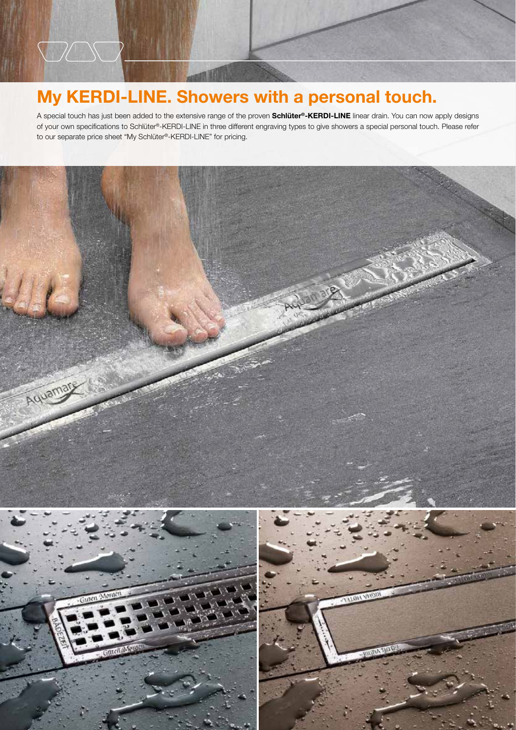# My KERDI-LINE. Showers with a personal touch.

A special touch has just been added to the extensive range of the proven **Schlüter®-KERDI-LINE** linear drain. You can now apply designs of your own specifications to Schlüter®-KERDI-LINE in three different engraving types to give showers a special personal touch. Please refer to our separate price sheet "My Schlüter®-KERDI-LINE" for pricing.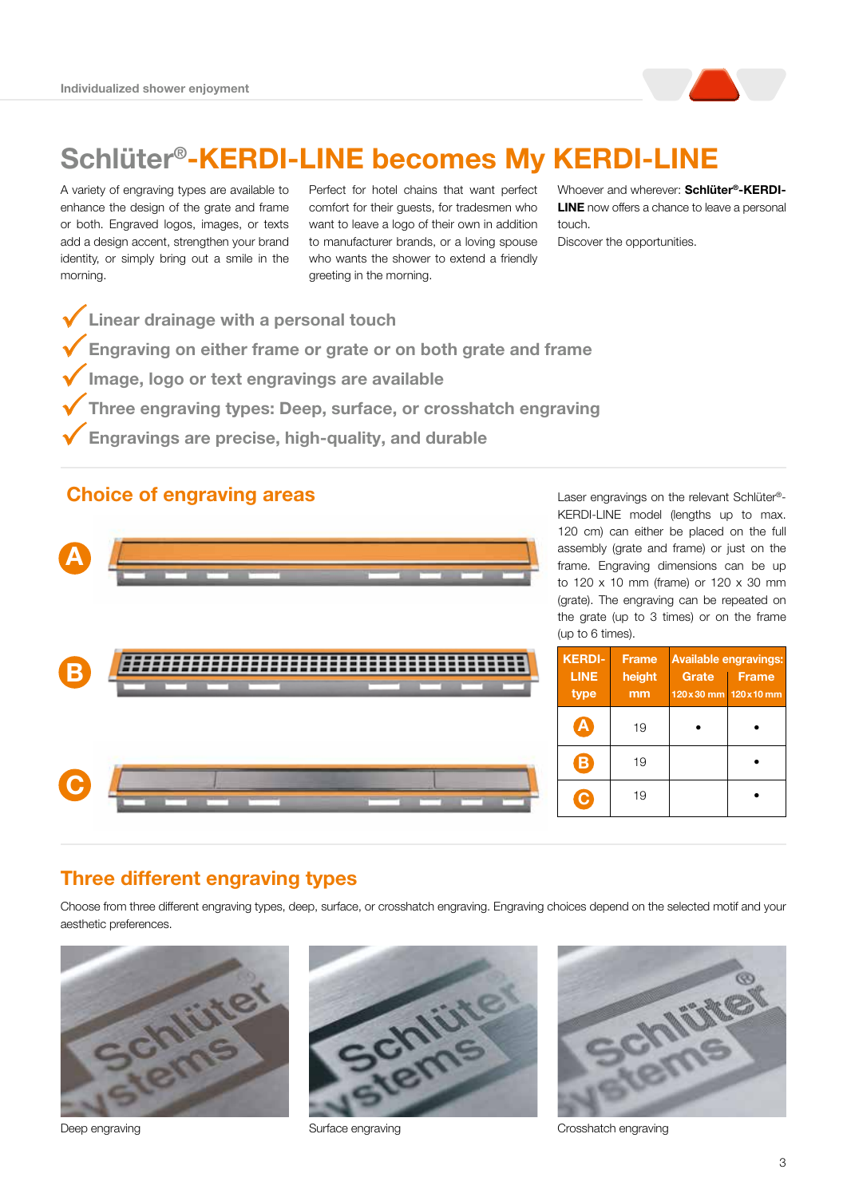# Schlüter®-KERDI-LINE becomes My KERDI-LINE

A variety of engraving types are available to enhance the design of the grate and frame or both. Engraved logos, images, or texts add a design accent, strengthen your brand identity, or simply bring out a smile in the morning.

Perfect for hotel chains that want perfect comfort for their guests, for tradesmen who want to leave a logo of their own in addition to manufacturer brands, or a loving spouse who wants the shower to extend a friendly greeting in the morning.

Whoever and wherever: **Schlüter®-KERDI-LINE** now offers a chance to leave a personal touch.
Discover the opportunities.

- ✓ **Linear drainage with a personal touch**
- ✓ **Engraving on either frame or grate or on both grate and frame**
- ✓ **Image, logo or text engravings are available**
- ✓ **Three engraving types: Deep, surface, or crosshatch engraving**
- ✓ **Engravings are precise, high-quality, and durable**

## Choice of engraving areas

A

B

C

Laser engravings on the relevant Schlüter®-KERDI-LINE model (lengths up to max. 120 cm) can either be placed on the full assembly (grate and frame) or just on the frame. Engraving dimensions can be up to 120 x 10 mm (frame) or 120 x 30 mm (grate). The engraving can be repeated on the grate (up to 3 times) or on the frame (up to 6 times).

| KERDI-LINE type | Frame height mm | Available engravings: Grate 120 x 30 mm | Frame 120 x 10 mm |
|---|---|---|---|
| A | 19 | • | • |
| B | 19 | | • |
| C | 19 | | • |

## Three different engraving types

Choose from three different engraving types, deep, surface, or crosshatch engraving. Engraving choices depend on the selected motif and your aesthetic preferences.

Deep engraving

Surface engraving

Crosshatch engraving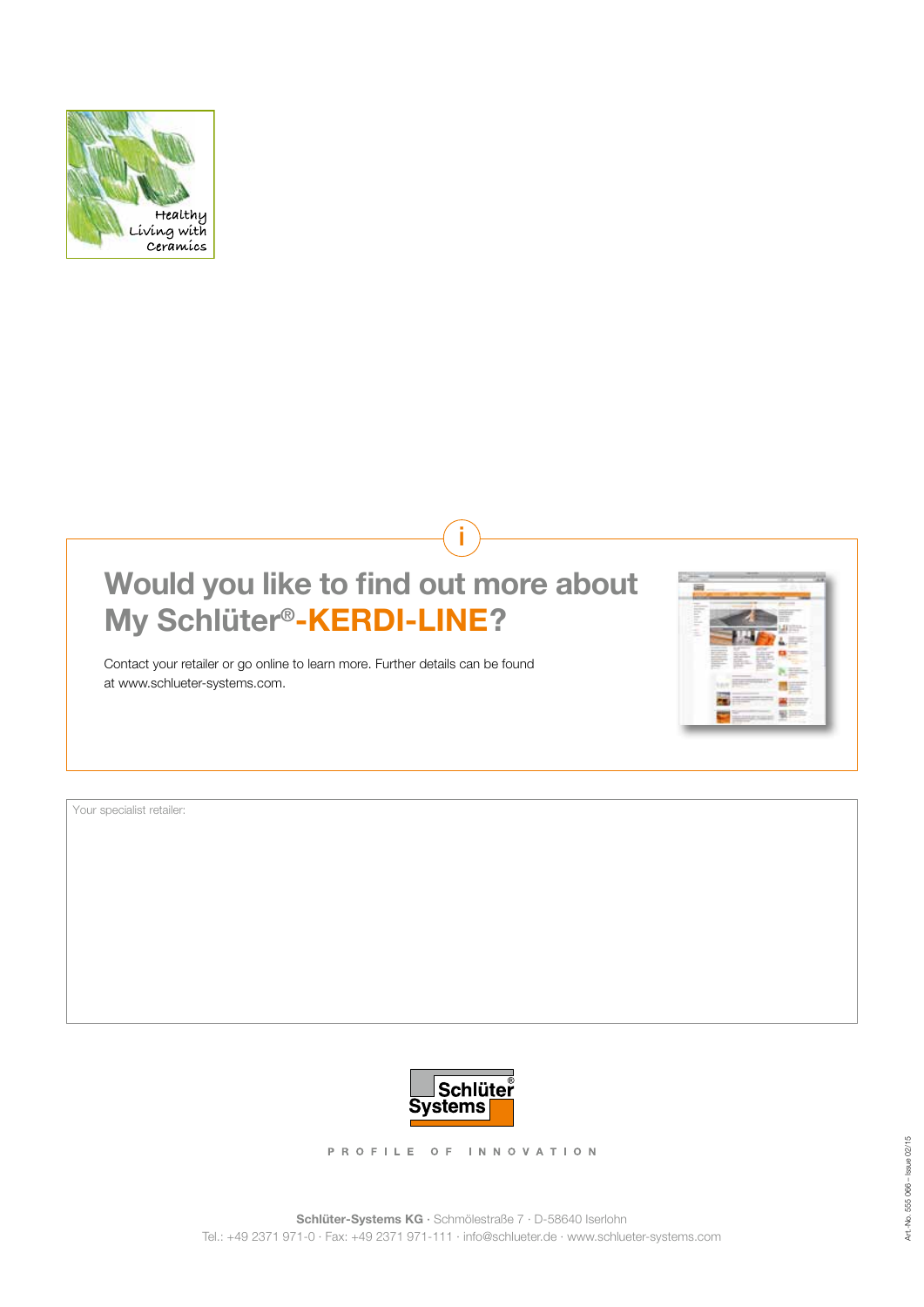Healthy Living with Ceramics

## Would you like to find out more about My Schlüter®-KERDI-LINE?

Contact your retailer or go online to learn more. Further details can be found at www.schlueter-systems.com.

Your specialist retailer:

Schlüter® Systems

PROFILE OF INNOVATION

**Schlüter-Systems KG** · Schmölestraße 7 · D-58640 Iserlohn
Tel.: +49 2371 971-0 · Fax: +49 2371 971-111 · info@schlueter.de · www.schlueter-systems.com

Art.-No. 555 066 – Issue 02/15